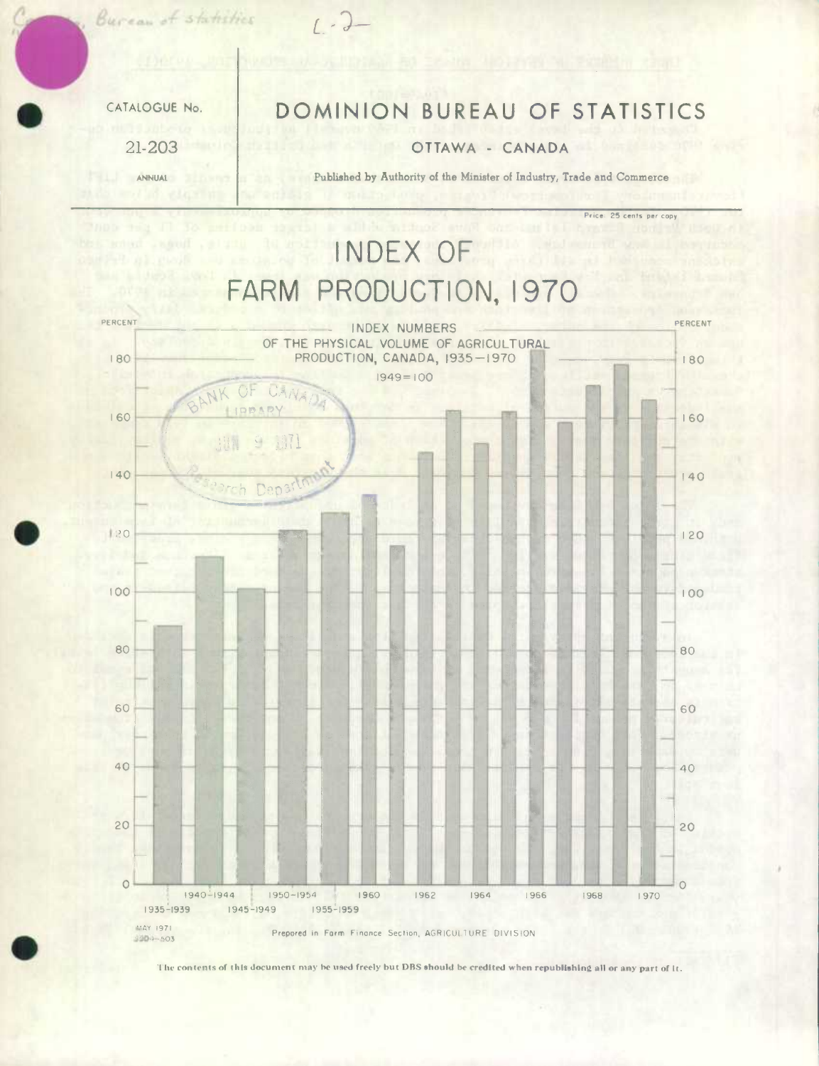CATALOGUE No.

21-203

ANNUAL

# DOMINION BUREAU OF STATISTICS

OTTAWA - CANADA

Published by Authority of the Minister of Industry, Trade and Commerce

Price: 25 cents per copy

# INDEX OF FARM PRODUCTION, 1970

INDEX NUMBERS OF THE PHYSICAL VOLUME OF AGRICULTURAL PRODUCTION, CANADA, 1935—1970

1949=100

PERCENT

0, 20, 40, 60, 80, 100, 120, 140, 160, 180

1935–1939, 1940–1944, 1945–1949, 1950–1954, 1955–1959, 1960, 1962, 1964, 1966, 1968, 1970

MAY 1971

Prepared in Farm Finance Section, AGRICULTURE DIVISION

The contents of this document may be used freely but DBS should be credited when republishing all or any part of it.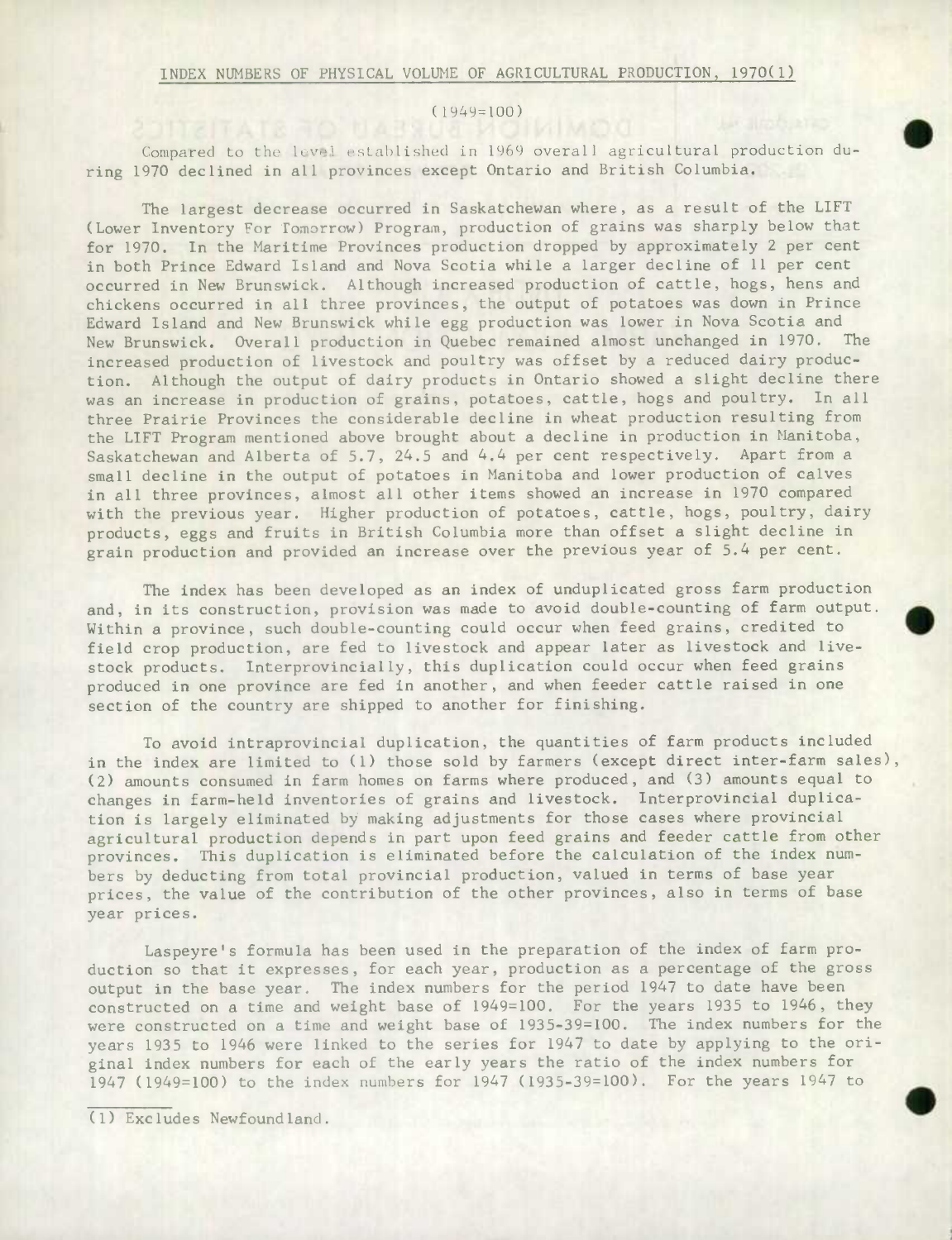## INDEX NUMBERS OF PHYSICAL VOLUME OF AGRICULTURAL PRODUCTION, 1970(1)

(1949=100)

Compared to the level established in 1969 overall agricultural production during 1970 declined in all provinces except Ontario and British Columbia.

The largest decrease occurred in Saskatchewan where, as a result of the LIFT (Lower Inventory For Tomorrow) Program, production of grains was sharply below that for 1970. In the Maritime Provinces production dropped by approximately 2 per cent in both Prince Edward Island and Nova Scotia while a larger decline of 11 per cent occurred in New Brunswick. Although increased production of cattle, hogs, hens and chickens occurred in all three provinces, the output of potatoes was down in Prince Edward Island and New Brunswick while egg production was lower in Nova Scotia and New Brunswick. Overall production in Quebec remained almost unchanged in 1970. The increased production of livestock and poultry was offset by a reduced dairy production. Although the output of dairy products in Ontario showed a slight decline there was an increase in production of grains, potatoes, cattle, hogs and poultry. In all three Prairie Provinces the considerable decline in wheat production resulting from the LIFT Program mentioned above brought about a decline in production in Manitoba, Saskatchewan and Alberta of 5.7, 24.5 and 4.4 per cent respectively. Apart from a small decline in the output of potatoes in Manitoba and lower production of calves in all three provinces, almost all other items showed an increase in 1970 compared with the previous year. Higher production of potatoes, cattle, hogs, poultry, dairy products, eggs and fruits in British Columbia more than offset a slight decline in grain production and provided an increase over the previous year of 5.4 per cent.

The index has been developed as an index of unduplicated gross farm production and, in its construction, provision was made to avoid double-counting of farm output. Within a province, such double-counting could occur when feed grains, credited to field crop production, are fed to livestock and appear later as livestock and livestock products. Interprovincially, this duplication could occur when feed grains produced in one province are fed in another, and when feeder cattle raised in one section of the country are shipped to another for finishing.

To avoid intraprovincial duplication, the quantities of farm products included in the index are limited to (1) those sold by farmers (except direct inter-farm sales), (2) amounts consumed in farm homes on farms where produced, and (3) amounts equal to changes in farm-held inventories of grains and livestock. Interprovincial duplication is largely eliminated by making adjustments for those cases where provincial agricultural production depends in part upon feed grains and feeder cattle from other provinces. This duplication is eliminated before the calculation of the index numbers by deducting from total provincial production, valued in terms of base year prices, the value of the contribution of the other provinces, also in terms of base year prices.

Laspeyre's formula has been used in the preparation of the index of farm production so that it expresses, for each year, production as a percentage of the gross output in the base year. The index numbers for the period 1947 to date have been constructed on a time and weight base of 1949=100. For the years 1935 to 1946, they were constructed on a time and weight base of 1935-39=100. The index numbers for the years 1935 to 1946 were linked to the series for 1947 to date by applying to the original index numbers for each of the early years the ratio of the index numbers for 1947 (1949=100) to the index numbers for 1947 (1935-39=100). For the years 1947 to

(1) Excludes Newfoundland.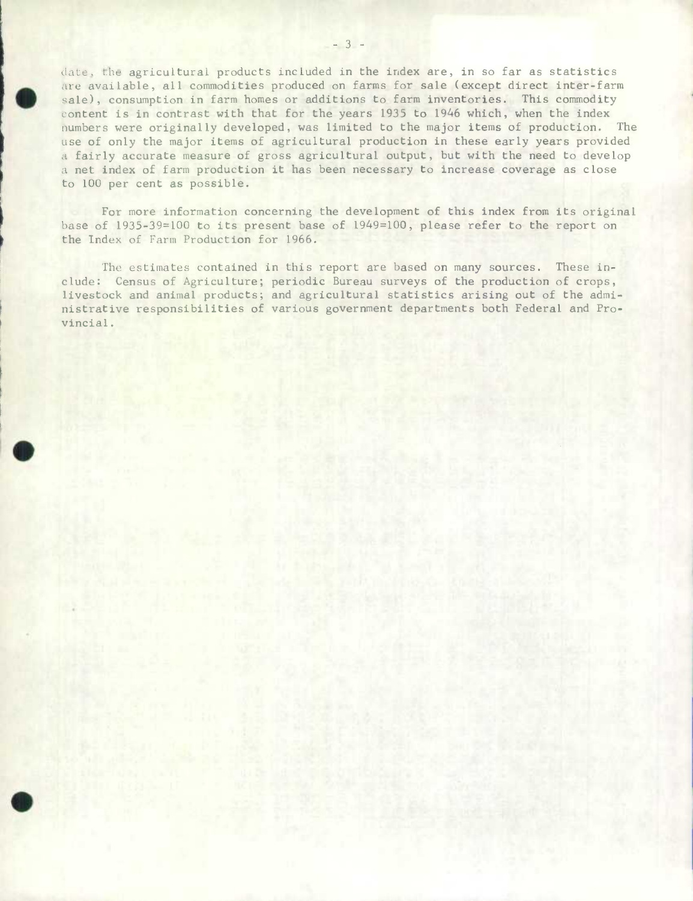date, the agricultural products included in the index are, in so far as statistics are available, all commodities produced on farms for sale (except direct inter-farm sale), consumption in farm homes or additions to farm inventories. This commodity content is in contrast with that for the years 1935 to 1946 which, when the index numbers were originally developed, was limited to the major items of production. The use of only the major items of agricultural production in these early years provided a fairly accurate measure of gross agricultural output, but with the need to develop a net index of farm production it has been necessary to increase coverage as close to 100 per cent as possible.

For more information concerning the development of this index from its original base of 1935-39=100 to its present base of 1949=100, please refer to the report on the Index of Farm Production for 1966.

The estimates contained in this report are based on many sources. These include: Census of Agriculture; periodic Bureau surveys of the production of crops, livestock and animal products; and agricultural statistics arising out of the administrative responsibilities of various government departments both Federal and Provincial.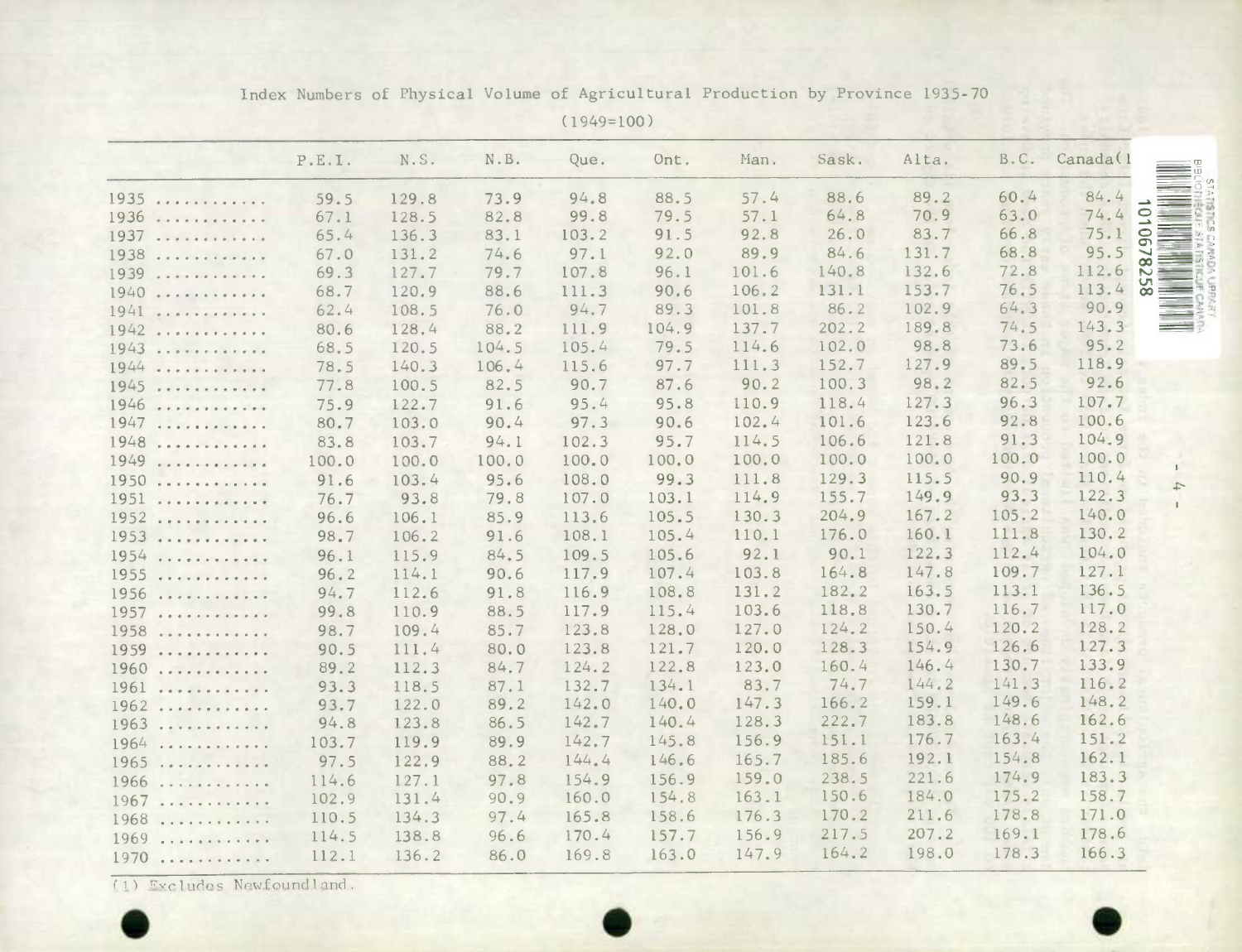Index Numbers of Physical Volume of Agricultural Production by Province 1935-70

(1949=100)

| | P.E.I. | N.S. | N.B. | Que. | Ont. | Man. | Sask. | Alta. | B.C. | Canada(1) |
|---|---|---|---|---|---|---|---|---|---|---|
| 1935 | 59.5 | 129.8 | 73.9 | 94.8 | 88.5 | 57.4 | 88.6 | 89.2 | 60.4 | 84.4 |
| 1936 | 67.1 | 128.5 | 82.8 | 99.8 | 79.5 | 57.1 | 64.8 | 70.9 | 63.0 | 74.4 |
| 1937 | 65.4 | 136.3 | 83.1 | 103.2 | 91.5 | 92.8 | 26.0 | 83.7 | 66.8 | 75.1 |
| 1938 | 67.0 | 131.2 | 74.6 | 97.1 | 92.0 | 89.9 | 84.6 | 131.7 | 68.8 | 95.5 |
| 1939 | 69.3 | 127.7 | 79.7 | 107.8 | 96.1 | 101.6 | 140.8 | 132.6 | 72.8 | 112.6 |
| 1940 | 68.7 | 120.9 | 88.6 | 111.3 | 90.6 | 106.2 | 131.1 | 153.7 | 76.5 | 113.4 |
| 1941 | 62.4 | 108.5 | 76.0 | 94.7 | 89.3 | 101.8 | 86.2 | 102.9 | 64.3 | 90.9 |
| 1942 | 80.6 | 128.4 | 88.2 | 111.9 | 104.9 | 137.7 | 202.2 | 189.8 | 74.5 | 143.3 |
| 1943 | 68.5 | 120.5 | 104.5 | 105.4 | 79.5 | 114.6 | 102.0 | 98.8 | 73.6 | 95.2 |
| 1944 | 78.5 | 140.3 | 106.4 | 115.6 | 97.7 | 111.3 | 152.7 | 127.9 | 89.5 | 118.9 |
| 1945 | 77.8 | 100.5 | 82.5 | 90.7 | 87.6 | 90.2 | 100.3 | 98.2 | 82.5 | 92.6 |
| 1946 | 75.9 | 122.7 | 91.6 | 95.4 | 95.8 | 110.9 | 118.4 | 127.3 | 96.3 | 107.7 |
| 1947 | 80.7 | 103.0 | 90.4 | 97.3 | 90.6 | 102.4 | 101.6 | 123.6 | 92.8 | 100.6 |
| 1948 | 83.8 | 103.7 | 94.1 | 102.3 | 95.7 | 114.5 | 106.6 | 121.8 | 91.3 | 104.9 |
| 1949 | 100.0 | 100.0 | 100.0 | 100.0 | 100.0 | 100.0 | 100.0 | 100.0 | 100.0 | 100.0 |
| 1950 | 91.6 | 103.4 | 95.6 | 108.0 | 99.3 | 111.8 | 129.3 | 115.5 | 90.9 | 110.4 |
| 1951 | 76.7 | 93.8 | 79.8 | 107.0 | 103.1 | 114.9 | 155.7 | 149.9 | 93.3 | 122.3 |
| 1952 | 96.6 | 106.1 | 85.9 | 113.6 | 105.5 | 130.3 | 204.9 | 167.2 | 105.2 | 140.0 |
| 1953 | 98.7 | 106.2 | 91.6 | 108.1 | 105.4 | 110.1 | 176.0 | 160.1 | 111.8 | 130.2 |
| 1954 | 96.1 | 115.9 | 84.5 | 109.5 | 105.6 | 92.1 | 90.1 | 122.3 | 112.4 | 104.0 |
| 1955 | 96.2 | 114.1 | 90.6 | 117.9 | 107.4 | 103.8 | 164.8 | 147.8 | 109.7 | 127.1 |
| 1956 | 94.7 | 112.6 | 91.8 | 116.9 | 108.8 | 131.2 | 182.2 | 163.5 | 113.1 | 136.5 |
| 1957 | 99.8 | 110.9 | 88.5 | 117.9 | 115.4 | 103.6 | 118.8 | 130.7 | 116.7 | 117.0 |
| 1958 | 98.7 | 109.4 | 85.7 | 123.8 | 128.0 | 127.0 | 124.2 | 150.4 | 120.2 | 128.2 |
| 1959 | 90.5 | 111.4 | 80.0 | 123.8 | 121.7 | 120.0 | 128.3 | 154.9 | 126.6 | 127.3 |
| 1960 | 89.2 | 112.3 | 84.7 | 124.2 | 122.8 | 123.0 | 160.4 | 146.4 | 130.7 | 133.9 |
| 1961 | 93.3 | 118.5 | 87.1 | 132.7 | 134.1 | 83.7 | 74.7 | 144.2 | 141.3 | 116.2 |
| 1962 | 93.7 | 122.0 | 89.2 | 142.0 | 140.0 | 147.3 | 166.2 | 159.1 | 149.6 | 148.2 |
| 1963 | 94.8 | 123.8 | 86.5 | 142.7 | 140.4 | 128.3 | 222.7 | 183.8 | 148.6 | 162.6 |
| 1964 | 103.7 | 119.9 | 89.9 | 142.7 | 145.8 | 156.9 | 151.1 | 176.7 | 163.4 | 151.2 |
| 1965 | 97.5 | 122.9 | 88.2 | 144.4 | 146.6 | 165.7 | 185.6 | 192.1 | 154.8 | 162.1 |
| 1966 | 114.6 | 127.1 | 97.8 | 154.9 | 156.9 | 159.0 | 238.5 | 221.6 | 174.9 | 183.3 |
| 1967 | 102.9 | 131.4 | 90.9 | 160.0 | 154.8 | 163.1 | 150.6 | 184.0 | 175.2 | 158.7 |
| 1968 | 110.5 | 134.3 | 97.4 | 165.8 | 158.6 | 176.3 | 170.2 | 211.6 | 178.8 | 171.0 |
| 1969 | 114.5 | 138.8 | 96.6 | 170.4 | 157.7 | 156.9 | 217.5 | 207.2 | 169.1 | 178.6 |
| 1970 | 112.1 | 136.2 | 86.0 | 169.8 | 163.0 | 147.9 | 164.2 | 198.0 | 178.3 | 166.3 |

(1) Excludes Newfoundland.